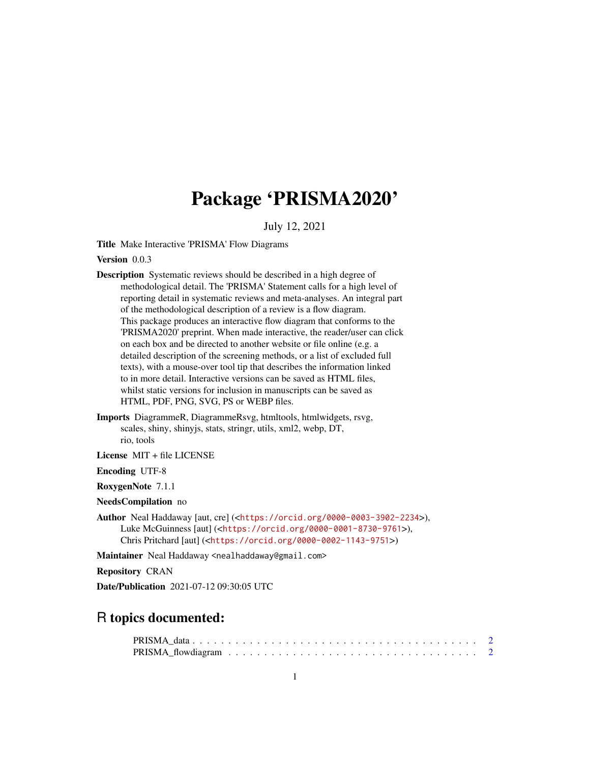# Package 'PRISMA2020'

July 12, 2021

**Title** Make Interactive 'PRISMA' Flow Diagrams

**Version** 0.0.3

**Description** Systematic reviews should be described in a high degree of methodological detail. The 'PRISMA' Statement calls for a high level of reporting detail in systematic reviews and meta-analyses. An integral part of the methodological description of a review is a flow diagram. This package produces an interactive flow diagram that conforms to the 'PRISMA2020' preprint. When made interactive, the reader/user can click on each box and be directed to another website or file online (e.g. a detailed description of the screening methods, or a list of excluded full texts), with a mouse-over tool tip that describes the information linked to in more detail. Interactive versions can be saved as HTML files, whilst static versions for inclusion in manuscripts can be saved as HTML, PDF, PNG, SVG, PS or WEBP files.

**Imports** DiagrammeR, DiagrammeRsvg, htmltools, htmlwidgets, rsvg, scales, shiny, shinyjs, stats, stringr, utils, xml2, webp, DT, rio, tools

**License** MIT + file LICENSE

**Encoding** UTF-8

**RoxygenNote** 7.1.1

**NeedsCompilation** no

**Author** Neal Haddaway [aut, cre] (<https://orcid.org/0000-0003-3902-2234>), Luke McGuinness [aut] (<https://orcid.org/0000-0001-8730-9761>), Chris Pritchard [aut] (<https://orcid.org/0000-0002-1143-9751>)

**Maintainer** Neal Haddaway <nealhaddaway@gmail.com>

**Repository** CRAN

**Date/Publication** 2021-07-12 09:30:05 UTC

## R topics documented:

PRISMA_data . . . . . . . . . . . . . . . . . . . . . . . . . . . . . . . . . . . . . . . . 2
PRISMA_flowdiagram . . . . . . . . . . . . . . . . . . . . . . . . . . . . . . . . . . . 2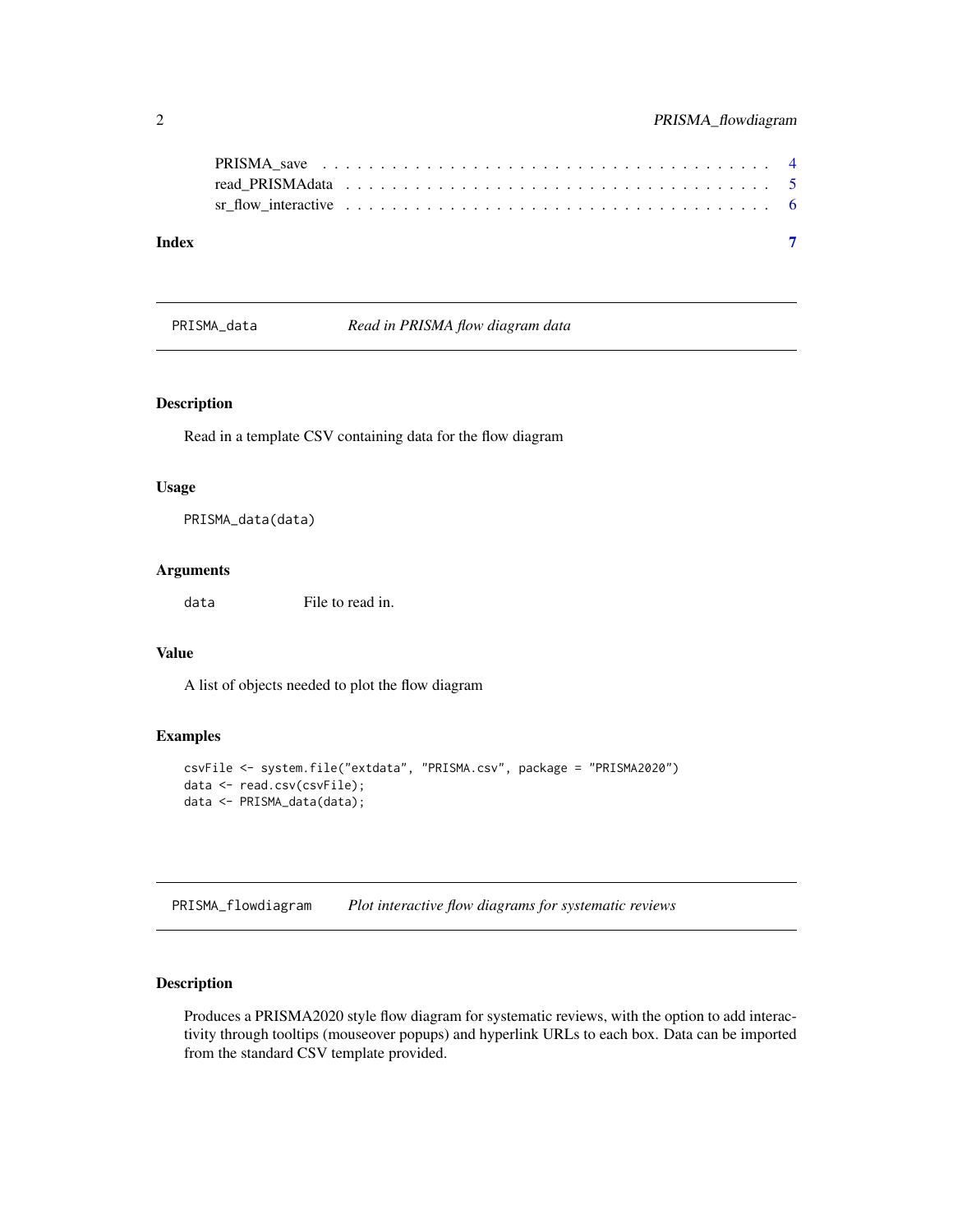PRISMA_save . . . . . . . . . . . . . . . . . . . . . . . . . . . . . . . . . . . 4
read_PRISMAdata . . . . . . . . . . . . . . . . . . . . . . . . . . . . . . . . . 5
sr_flow_interactive . . . . . . . . . . . . . . . . . . . . . . . . . . . . . . . . 6

**Index** **7**

## PRISMA_data — *Read in PRISMA flow diagram data*

### Description

Read in a template CSV containing data for the flow diagram

### Usage

```
PRISMA_data(data)
```

### Arguments

| | |
|---|---|
| data | File to read in. |

### Value

A list of objects needed to plot the flow diagram

### Examples

```
csvFile <- system.file("extdata", "PRISMA.csv", package = "PRISMA2020")
data <- read.csv(csvFile);
data <- PRISMA_data(data);
```

## PRISMA_flowdiagram — *Plot interactive flow diagrams for systematic reviews*

### Description

Produces a PRISMA2020 style flow diagram for systematic reviews, with the option to add interactivity through tooltips (mouseover popups) and hyperlink URLs to each box. Data can be imported from the standard CSV template provided.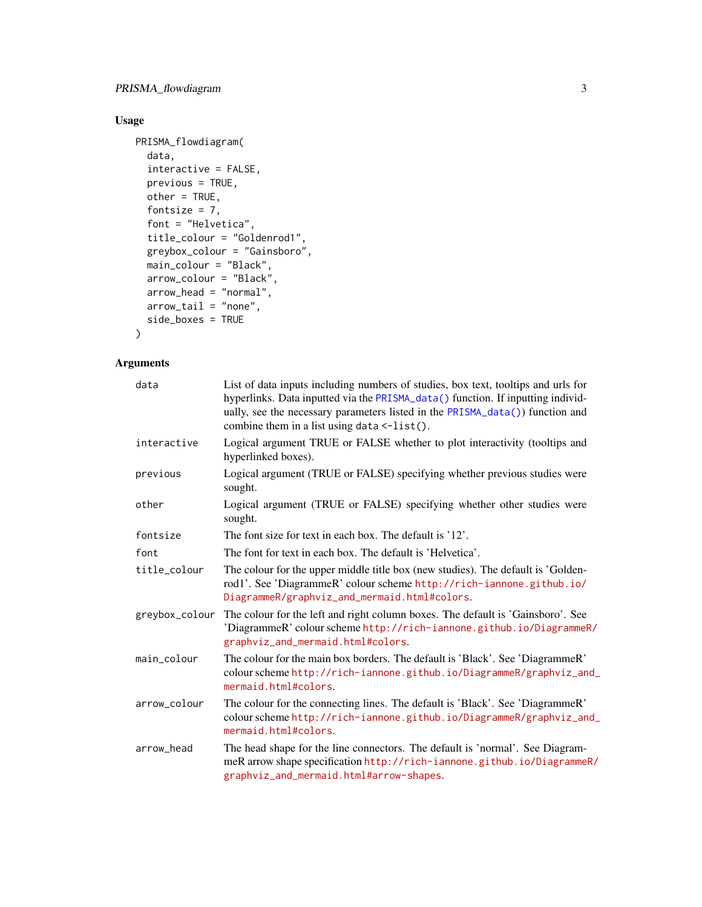## Usage

```
PRISMA_flowdiagram(
  data,
  interactive = FALSE,
  previous = TRUE,
  other = TRUE,
  fontsize = 7,
  font = "Helvetica",
  title_colour = "Goldenrod1",
  greybox_colour = "Gainsboro",
  main_colour = "Black",
  arrow_colour = "Black",
  arrow_head = "normal",
  arrow_tail = "none",
  side_boxes = TRUE
)
```

## Arguments

| Argument | Description |
| --- | --- |
| `data` | List of data inputs including numbers of studies, box text, tooltips and urls for hyperlinks. Data inputted via the `PRISMA_data()` function. If inputting individually, see the necessary parameters listed in the `PRISMA_data()`) function and combine them in a list using `data <-list()`. |
| `interactive` | Logical argument TRUE or FALSE whether to plot interactivity (tooltips and hyperlinked boxes). |
| `previous` | Logical argument (TRUE or FALSE) specifying whether previous studies were sought. |
| `other` | Logical argument (TRUE or FALSE) specifying whether other studies were sought. |
| `fontsize` | The font size for text in each box. The default is '12'. |
| `font` | The font for text in each box. The default is 'Helvetica'. |
| `title_colour` | The colour for the upper middle title box (new studies). The default is 'Goldenrod1'. See 'DiagrammeR' colour scheme http://rich-iannone.github.io/DiagrammeR/graphviz_and_mermaid.html#colors. |
| `greybox_colour` | The colour for the left and right column boxes. The default is 'Gainsboro'. See 'DiagrammeR' colour scheme http://rich-iannone.github.io/DiagrammeR/graphviz_and_mermaid.html#colors. |
| `main_colour` | The colour for the main box borders. The default is 'Black'. See 'DiagrammeR' colour scheme http://rich-iannone.github.io/DiagrammeR/graphviz_and_mermaid.html#colors. |
| `arrow_colour` | The colour for the connecting lines. The default is 'Black'. See 'DiagrammeR' colour scheme http://rich-iannone.github.io/DiagrammeR/graphviz_and_mermaid.html#colors. |
| `arrow_head` | The head shape for the line connectors. The default is 'normal'. See DiagrammeR arrow shape specification http://rich-iannone.github.io/DiagrammeR/graphviz_and_mermaid.html#arrow-shapes. |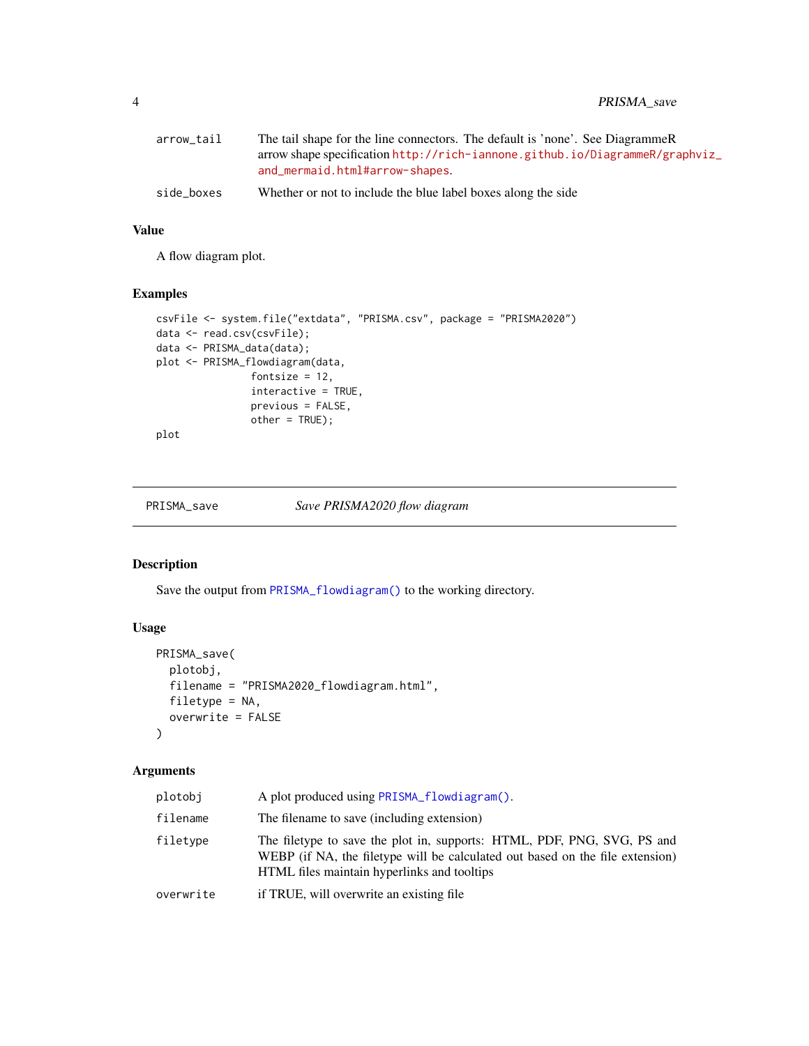| | |
|---|---|
| arrow_tail | The tail shape for the line connectors. The default is 'none'. See DiagrammeR arrow shape specification http://rich-iannone.github.io/DiagrammeR/graphviz_and_mermaid.html#arrow-shapes. |
| side_boxes | Whether or not to include the blue label boxes along the side |

## Value

A flow diagram plot.

## Examples

```
csvFile <- system.file("extdata", "PRISMA.csv", package = "PRISMA2020")
data <- read.csv(csvFile);
data <- PRISMA_data(data);
plot <- PRISMA_flowdiagram(data,
                fontsize = 12,
                interactive = TRUE,
                previous = FALSE,
                other = TRUE);
plot
```

---

# PRISMA_save *Save PRISMA2020 flow diagram*

## Description

Save the output from PRISMA_flowdiagram() to the working directory.

## Usage

```
PRISMA_save(
  plotobj,
  filename = "PRISMA2020_flowdiagram.html",
  filetype = NA,
  overwrite = FALSE
)
```

## Arguments

| | |
|---|---|
| plotobj | A plot produced using PRISMA_flowdiagram(). |
| filename | The filename to save (including extension) |
| filetype | The filetype to save the plot in, supports: HTML, PDF, PNG, SVG, PS and WEBP (if NA, the filetype will be calculated out based on the file extension) HTML files maintain hyperlinks and tooltips |
| overwrite | if TRUE, will overwrite an existing file |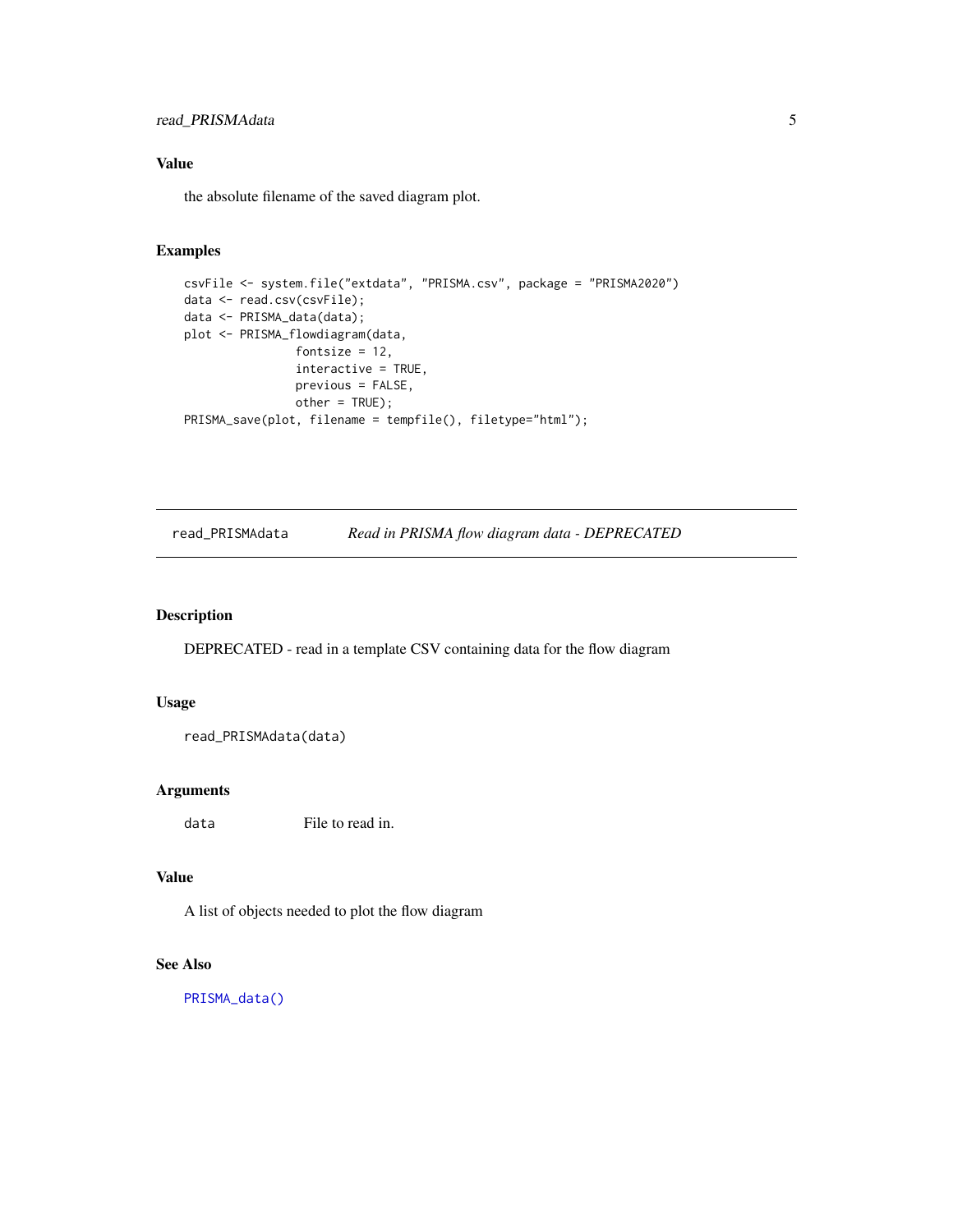## Value

the absolute filename of the saved diagram plot.

## Examples

```
csvFile <- system.file("extdata", "PRISMA.csv", package = "PRISMA2020")
data <- read.csv(csvFile);
data <- PRISMA_data(data);
plot <- PRISMA_flowdiagram(data,
                fontsize = 12,
                interactive = TRUE,
                previous = FALSE,
                other = TRUE);
PRISMA_save(plot, filename = tempfile(), filetype="html");
```

---

# read_PRISMAdata    *Read in PRISMA flow diagram data - DEPRECATED*

---

## Description

DEPRECATED - read in a template CSV containing data for the flow diagram

## Usage

```
read_PRISMAdata(data)
```

## Arguments

| | |
|---|---|
| `data` | File to read in. |

## Value

A list of objects needed to plot the flow diagram

## See Also

`PRISMA_data()`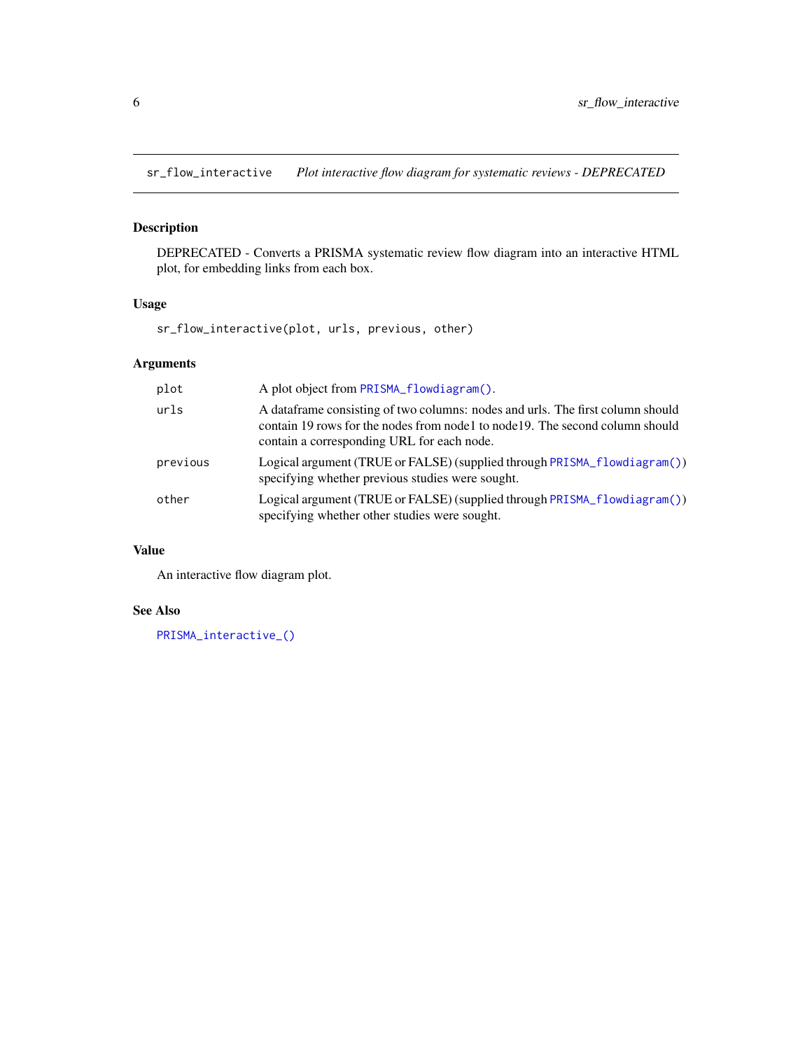# sr_flow_interactive — *Plot interactive flow diagram for systematic reviews - DEPRECATED*

## Description

DEPRECATED - Converts a PRISMA systematic review flow diagram into an interactive HTML plot, for embedding links from each box.

## Usage

```
sr_flow_interactive(plot, urls, previous, other)
```

## Arguments

| | |
|---|---|
| `plot` | A plot object from `PRISMA_flowdiagram()`. |
| `urls` | A dataframe consisting of two columns: nodes and urls. The first column should contain 19 rows for the nodes from node1 to node19. The second column should contain a corresponding URL for each node. |
| `previous` | Logical argument (TRUE or FALSE) (supplied through `PRISMA_flowdiagram()`) specifying whether previous studies were sought. |
| `other` | Logical argument (TRUE or FALSE) (supplied through `PRISMA_flowdiagram()`) specifying whether other studies were sought. |

## Value

An interactive flow diagram plot.

## See Also

`PRISMA_interactive_()`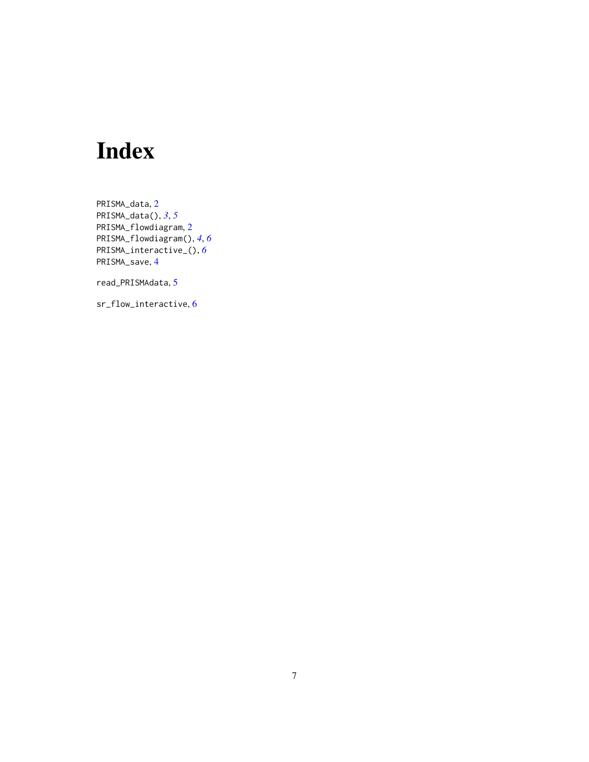# Index

PRISMA_data, 2
PRISMA_data(), *3*, *5*
PRISMA_flowdiagram, 2
PRISMA_flowdiagram(), *4*, *6*
PRISMA_interactive_(), *6*
PRISMA_save, 4

read_PRISMAdata, 5

sr_flow_interactive, 6